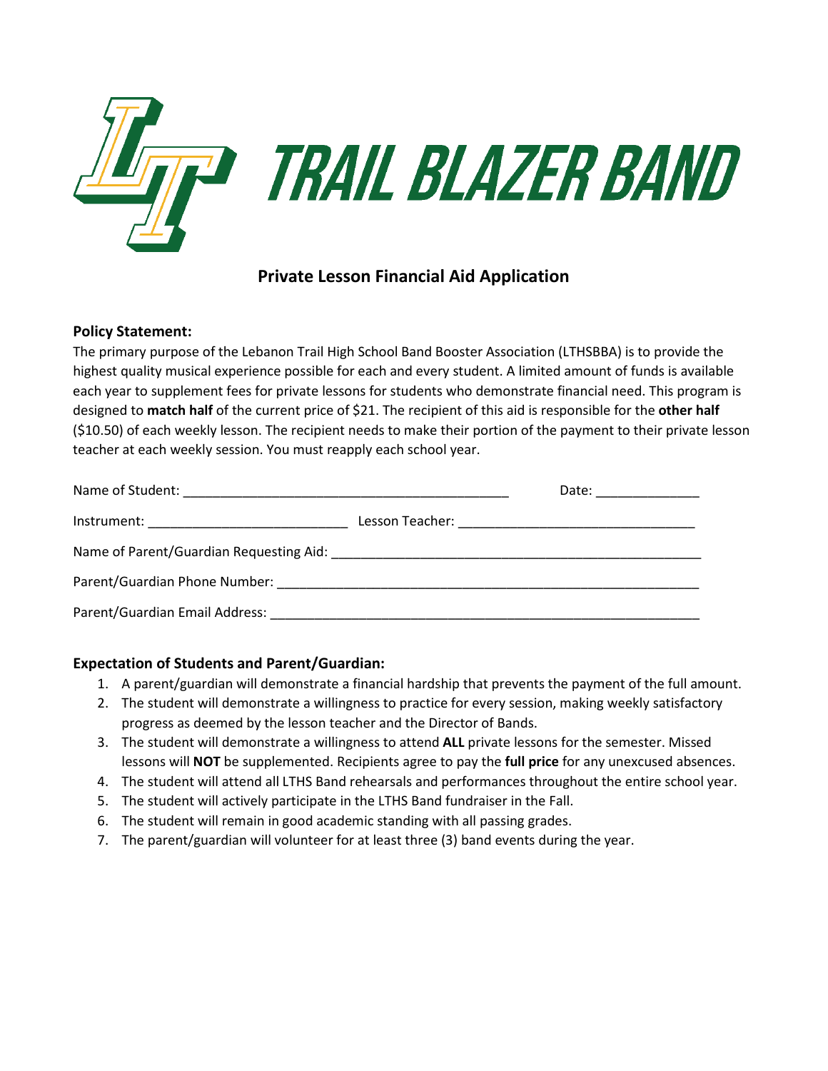# TRAIL BLAZER BAND

## Private Lesson Financial Aid Application

**Policy Statement:**

The primary purpose of the Lebanon Trail High School Band Booster Association (LTHSBBA) is to provide the highest quality musical experience possible for each and every student. A limited amount of funds is available each year to supplement fees for private lessons for students who demonstrate financial need. This program is designed to **match half** of the current price of $21. The recipient of this aid is responsible for the **other half** ($10.50) of each weekly lesson. The recipient needs to make their portion of the payment to their private lesson teacher at each weekly session. You must reapply each school year.

Name of Student: ___________________________________________ Date: ______________

Instrument: __________________________ Lesson Teacher: _______________________________

Name of Parent/Guardian Requesting Aid: __________________________________________________

Parent/Guardian Phone Number: _________________________________________________________

Parent/Guardian Email Address: _________________________________________________________

**Expectation of Students and Parent/Guardian:**

1. A parent/guardian will demonstrate a financial hardship that prevents the payment of the full amount.
2. The student will demonstrate a willingness to practice for every session, making weekly satisfactory progress as deemed by the lesson teacher and the Director of Bands.
3. The student will demonstrate a willingness to attend **ALL** private lessons for the semester. Missed lessons will **NOT** be supplemented. Recipients agree to pay the **full price** for any unexcused absences.
4. The student will attend all LTHS Band rehearsals and performances throughout the entire school year.
5. The student will actively participate in the LTHS Band fundraiser in the Fall.
6. The student will remain in good academic standing with all passing grades.
7. The parent/guardian will volunteer for at least three (3) band events during the year.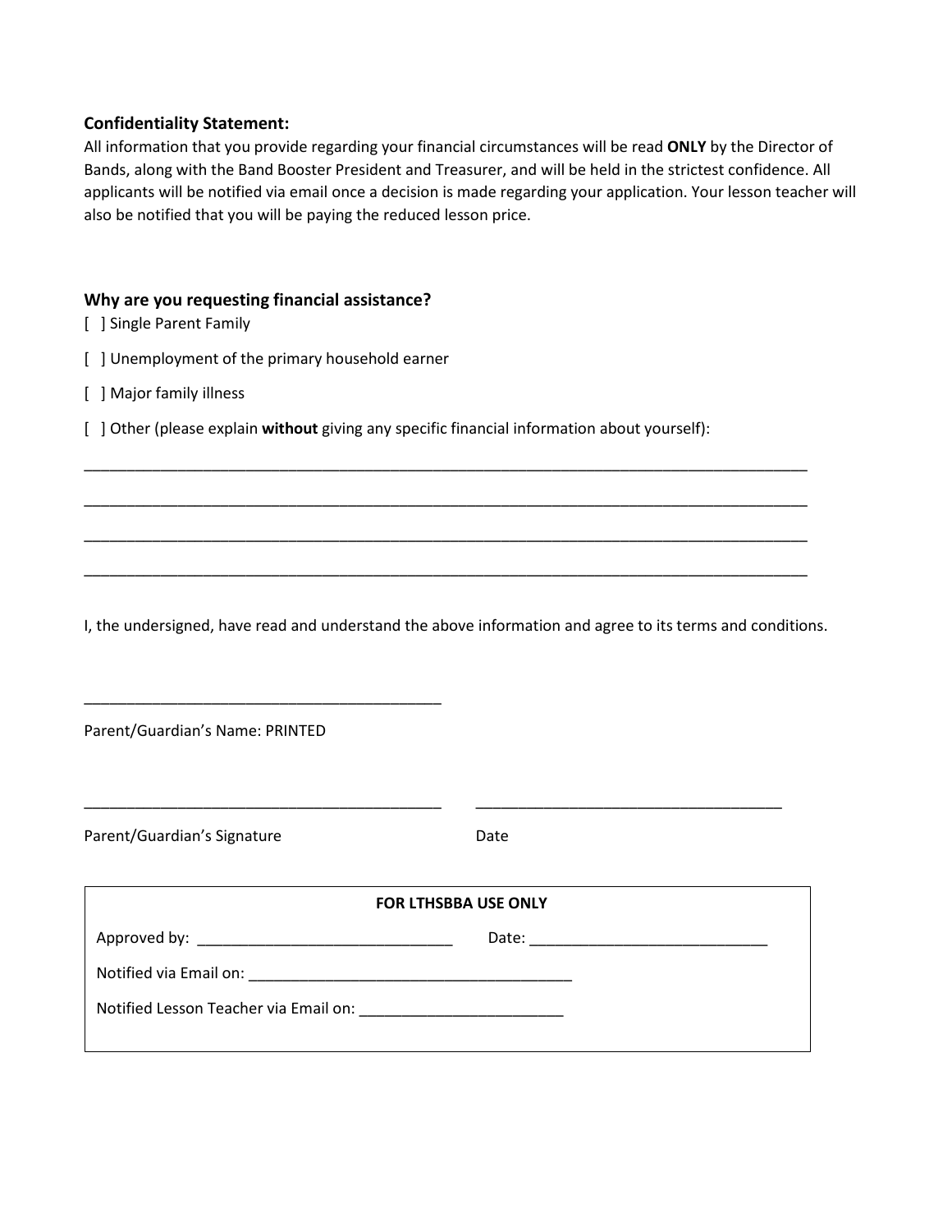**Confidentiality Statement:**
All information that you provide regarding your financial circumstances will be read **ONLY** by the Director of Bands, along with the Band Booster President and Treasurer, and will be held in the strictest confidence. All applicants will be notified via email once a decision is made regarding your application. Your lesson teacher will also be notified that you will be paying the reduced lesson price.

### Why are you requesting financial assistance?

[ ] Single Parent Family

[ ] Unemployment of the primary household earner

[ ] Major family illness

[ ] Other (please explain **without** giving any specific financial information about yourself):

_______________________________________________________________________________________

_______________________________________________________________________________________

_______________________________________________________________________________________

_______________________________________________________________________________________

I, the undersigned, have read and understand the above information and agree to its terms and conditions.

__________________________________________

Parent/Guardian's Name: PRINTED

__________________________________________ ____________________________________

Parent/Guardian's Signature Date

**FOR LTHSBBA USE ONLY**

Approved by: ______________________________ Date: ____________________________

Notified via Email on: ______________________________________

Notified Lesson Teacher via Email on: ________________________